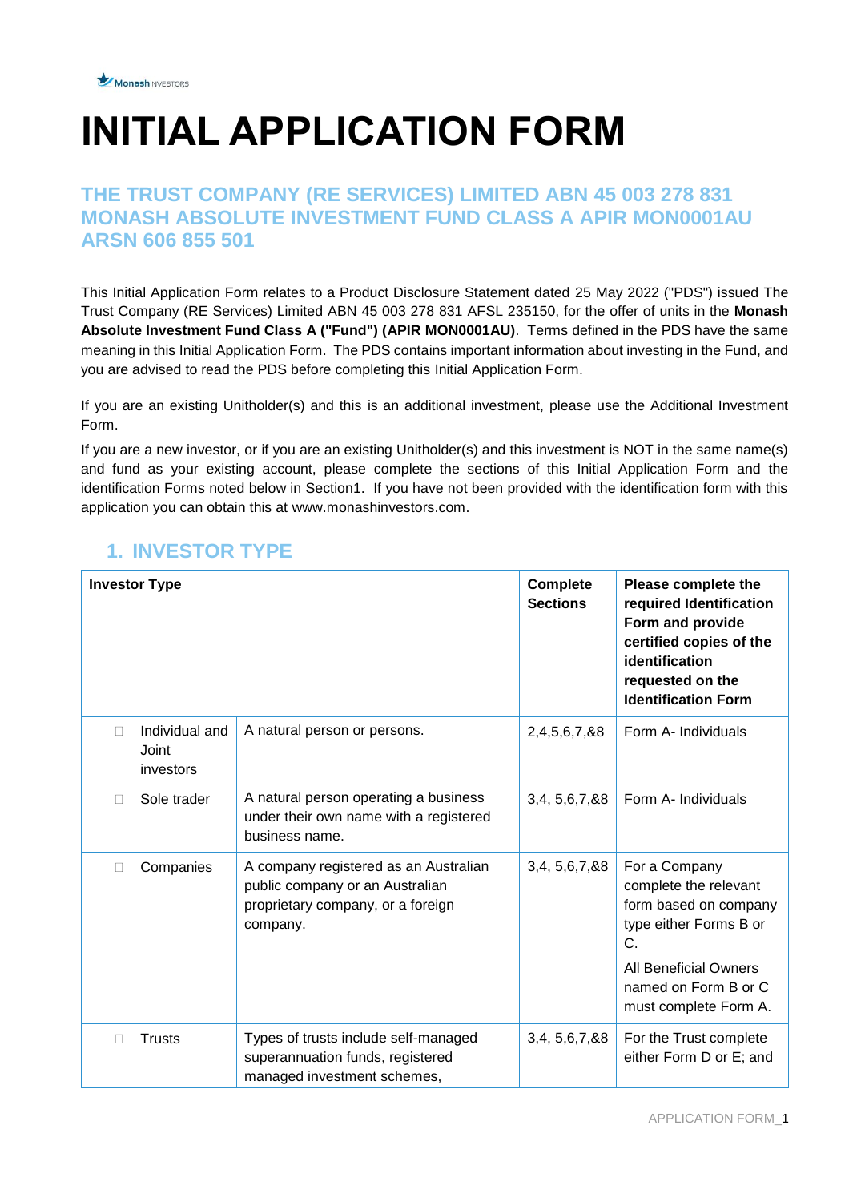MonashINVESTORS

# INITIAL APPLICATION FORM

## THE TRUST COMPANY (RE SERVICES) LIMITED ABN 45 003 278 831 MONASH ABSOLUTE INVESTMENT FUND CLASS A APIR MON0001AU ARSN 606 855 501

This Initial Application Form relates to a Product Disclosure Statement dated 25 May 2022 ("PDS") issued The Trust Company (RE Services) Limited ABN 45 003 278 831 AFSL 235150, for the offer of units in the **Monash Absolute Investment Fund Class A ("Fund") (APIR MON0001AU)**. Terms defined in the PDS have the same meaning in this Initial Application Form. The PDS contains important information about investing in the Fund, and you are advised to read the PDS before completing this Initial Application Form.

If you are an existing Unitholder(s) and this is an additional investment, please use the Additional Investment Form.

If you are a new investor, or if you are an existing Unitholder(s) and this investment is NOT in the same name(s) and fund as your existing account, please complete the sections of this Initial Application Form and the identification Forms noted below in Section1. If you have not been provided with the identification form with this application you can obtain this at www.monashinvestors.com.

## 1. INVESTOR TYPE

| **Investor Type** | | **Complete Sections** | **Please complete the required Identification Form and provide certified copies of the identification requested on the Identification Form** |
|---|---|---|---|
| ☐ Individual and Joint investors | A natural person or persons. | 2,4,5,6,7,&8 | Form A- Individuals |
| ☐ Sole trader | A natural person operating a business under their own name with a registered business name. | 3,4, 5,6,7,&8 | Form A- Individuals |
| ☐ Companies | A company registered as an Australian public company or an Australian proprietary company, or a foreign company. | 3,4, 5,6,7,&8 | For a Company complete the relevant form based on company type either Forms B or C.<br><br>All Beneficial Owners named on Form B or C must complete Form A. |
| ☐ Trusts | Types of trusts include self-managed superannuation funds, registered managed investment schemes, | 3,4, 5,6,7,&8 | For the Trust complete either Form D or E; and |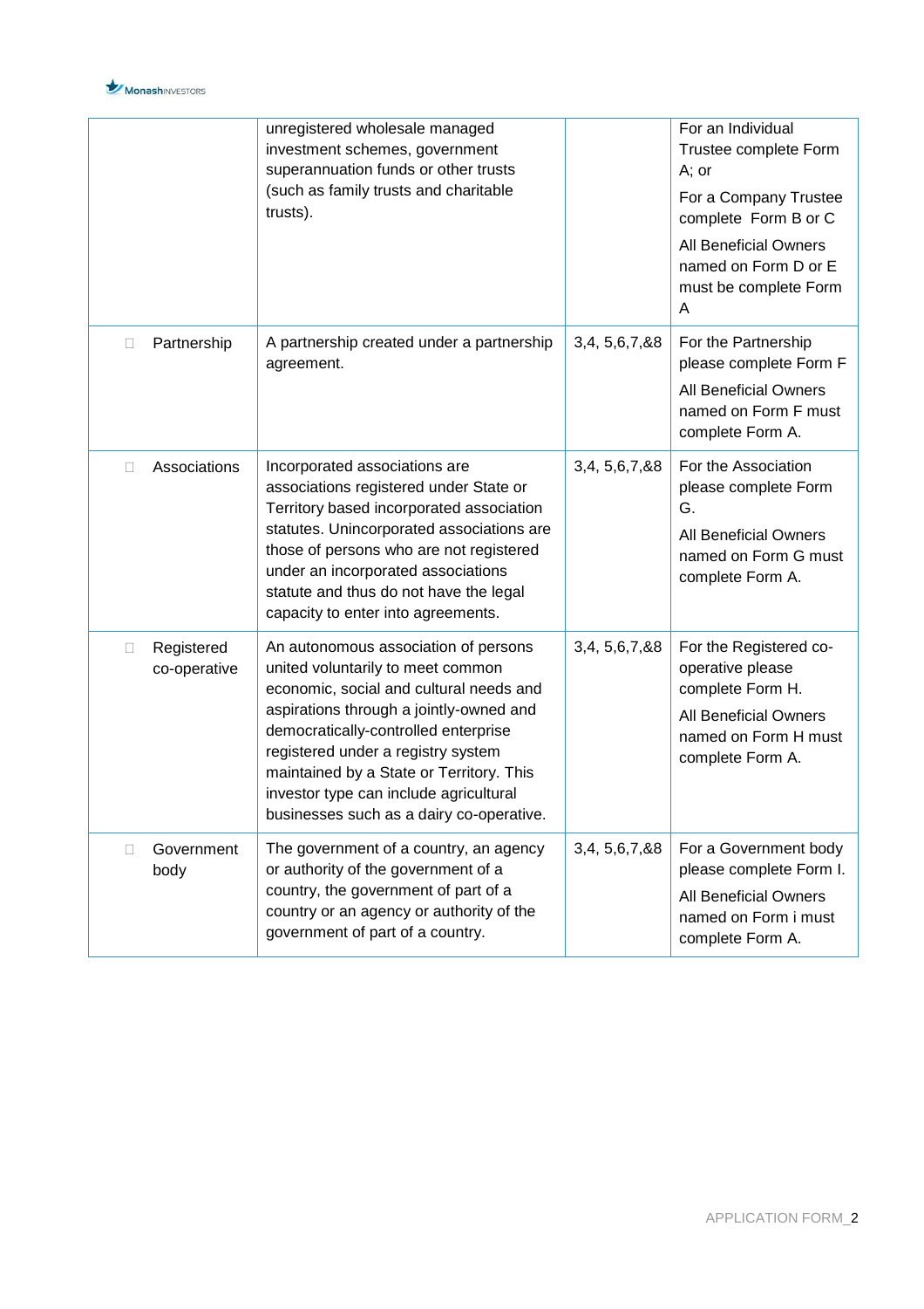| | | | |
|---|---|---|---|
| | unregistered wholesale managed investment schemes, government superannuation funds or other trusts (such as family trusts and charitable trusts). | | For an Individual Trustee complete Form A; or<br>For a Company Trustee complete Form B or C<br>All Beneficial Owners named on Form D or E must be complete Form A |
| ☐ Partnership | A partnership created under a partnership agreement. | 3,4, 5,6,7,&8 | For the Partnership please complete Form F<br>All Beneficial Owners named on Form F must complete Form A. |
| ☐ Associations | Incorporated associations are associations registered under State or Territory based incorporated association statutes. Unincorporated associations are those of persons who are not registered under an incorporated associations statute and thus do not have the legal capacity to enter into agreements. | 3,4, 5,6,7,&8 | For the Association please complete Form G.<br>All Beneficial Owners named on Form G must complete Form A. |
| ☐ Registered co-operative | An autonomous association of persons united voluntarily to meet common economic, social and cultural needs and aspirations through a jointly-owned and democratically-controlled enterprise registered under a registry system maintained by a State or Territory. This investor type can include agricultural businesses such as a dairy co-operative. | 3,4, 5,6,7,&8 | For the Registered co-operative please complete Form H.<br>All Beneficial Owners named on Form H must complete Form A. |
| ☐ Government body | The government of a country, an agency or authority of the government of a country, the government of part of a country or an agency or authority of the government of part of a country. | 3,4, 5,6,7,&8 | For a Government body please complete Form I.<br>All Beneficial Owners named on Form i must complete Form A. |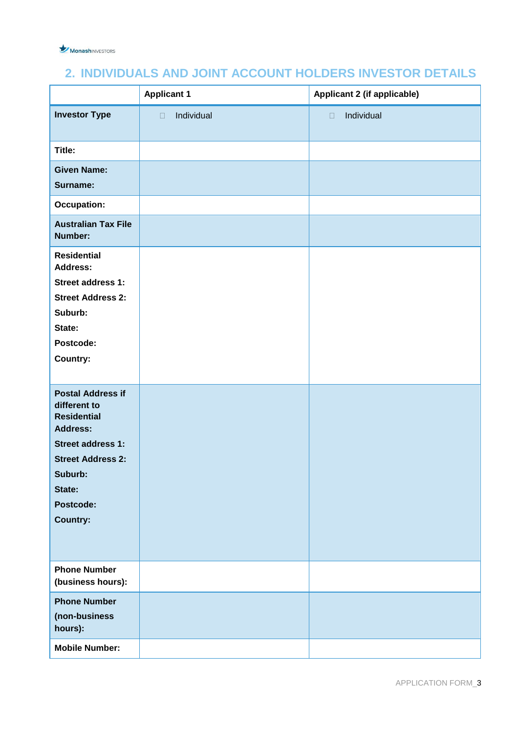## 2. INDIVIDUALS AND JOINT ACCOUNT HOLDERS INVESTOR DETAILS

| | Applicant 1 | Applicant 2 (if applicable) |
|---|---|---|
| **Investor Type** | ☐ Individual | ☐ Individual |
| **Title:** | | |
| **Given Name:**<br>**Surname:** | | |
| **Occupation:** | | |
| **Australian Tax File Number:** | | |
| **Residential Address:**<br>**Street address 1:**<br>**Street Address 2:**<br>**Suburb:**<br>**State:**<br>**Postcode:**<br>**Country:** | | |
| **Postal Address if different to Residential Address:**<br>**Street address 1:**<br>**Street Address 2:**<br>**Suburb:**<br>**State:**<br>**Postcode:**<br>**Country:** | | |
| **Phone Number (business hours):** | | |
| **Phone Number (non-business hours):** | | |
| **Mobile Number:** | | |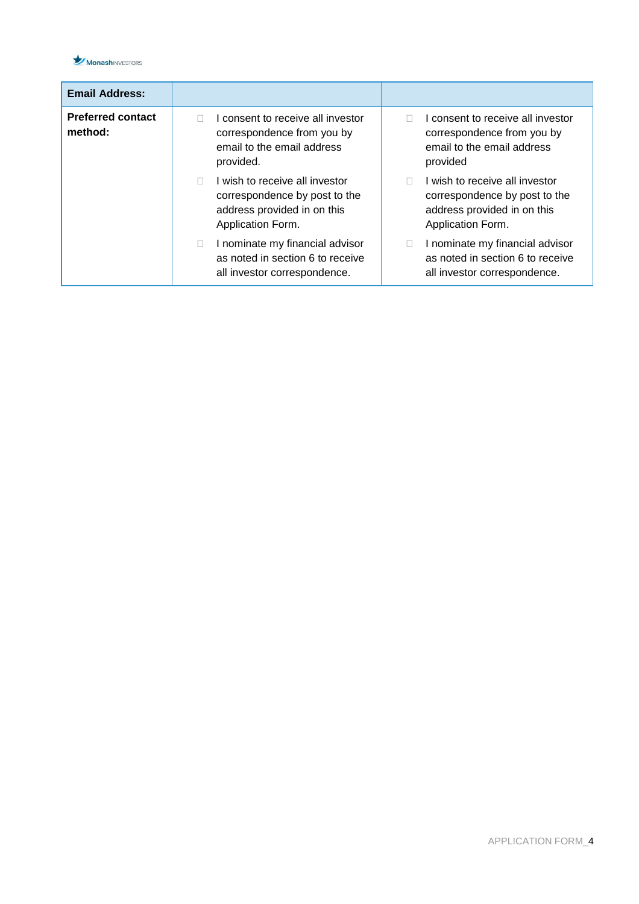| Email Address: | | |
| --- | --- | --- |
| Preferred contact method: | ☐ I consent to receive all investor correspondence from you by email to the email address provided.<br>☐ I wish to receive all investor correspondence by post to the address provided in on this Application Form.<br>☐ I nominate my financial advisor as noted in section 6 to receive all investor correspondence. | ☐ I consent to receive all investor correspondence from you by email to the email address provided<br>☐ I wish to receive all investor correspondence by post to the address provided in on this Application Form.<br>☐ I nominate my financial advisor as noted in section 6 to receive all investor correspondence. |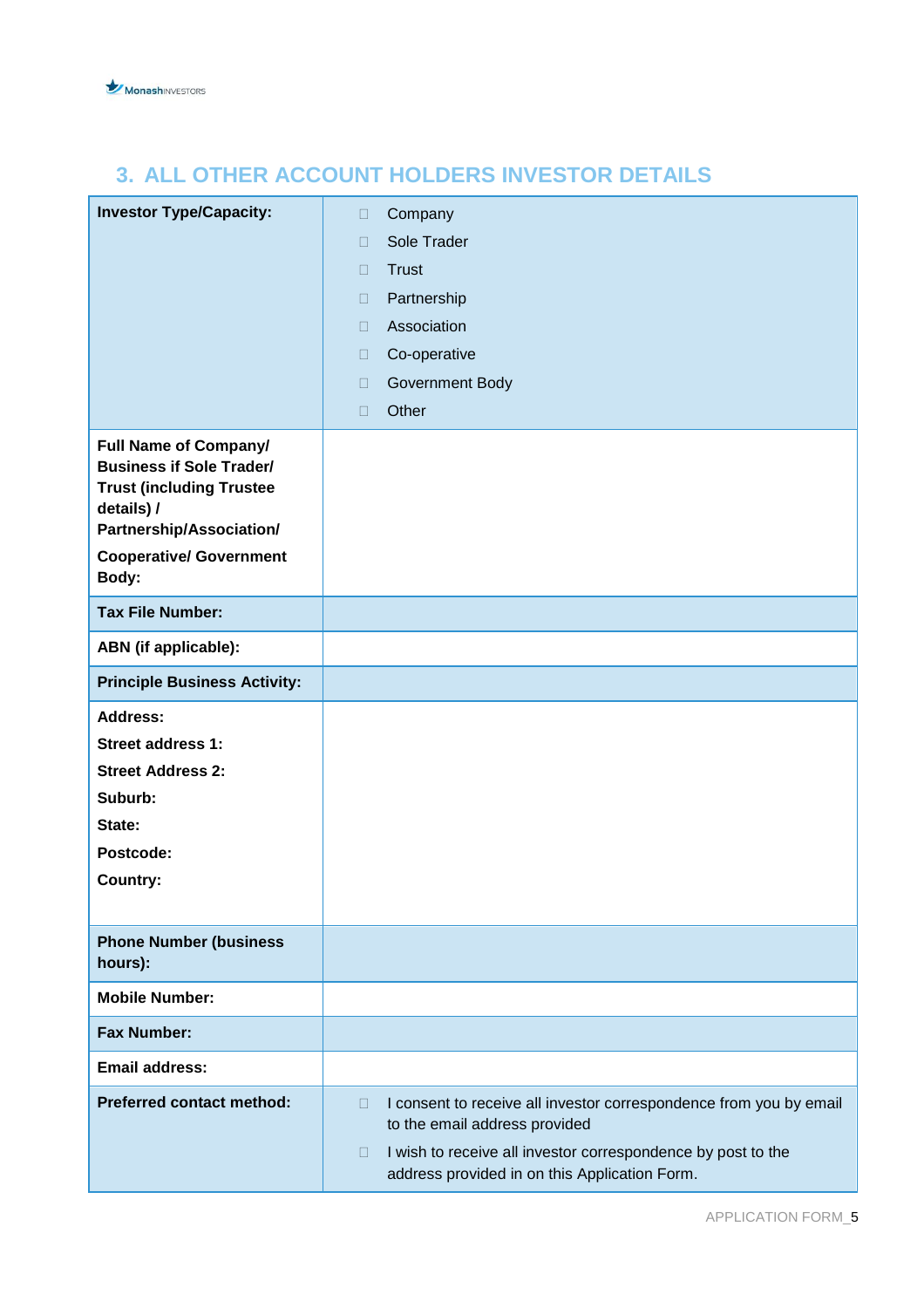## 3. ALL OTHER ACCOUNT HOLDERS INVESTOR DETAILS

| | |
|---|---|
| **Investor Type/Capacity:** | ☐ Company<br>☐ Sole Trader<br>☐ Trust<br>☐ Partnership<br>☐ Association<br>☐ Co-operative<br>☐ Government Body<br>☐ Other |
| **Full Name of Company/ Business if Sole Trader/ Trust (including Trustee details) / Partnership/Association/ Cooperative/ Government Body:** | |
| **Tax File Number:** | |
| **ABN (if applicable):** | |
| **Principle Business Activity:** | |
| **Address:**<br>**Street address 1:**<br>**Street Address 2:**<br>**Suburb:**<br>**State:**<br>**Postcode:**<br>**Country:** | |
| **Phone Number (business hours):** | |
| **Mobile Number:** | |
| **Fax Number:** | |
| **Email address:** | |
| **Preferred contact method:** | ☐ I consent to receive all investor correspondence from you by email to the email address provided<br>☐ I wish to receive all investor correspondence by post to the address provided in on this Application Form. |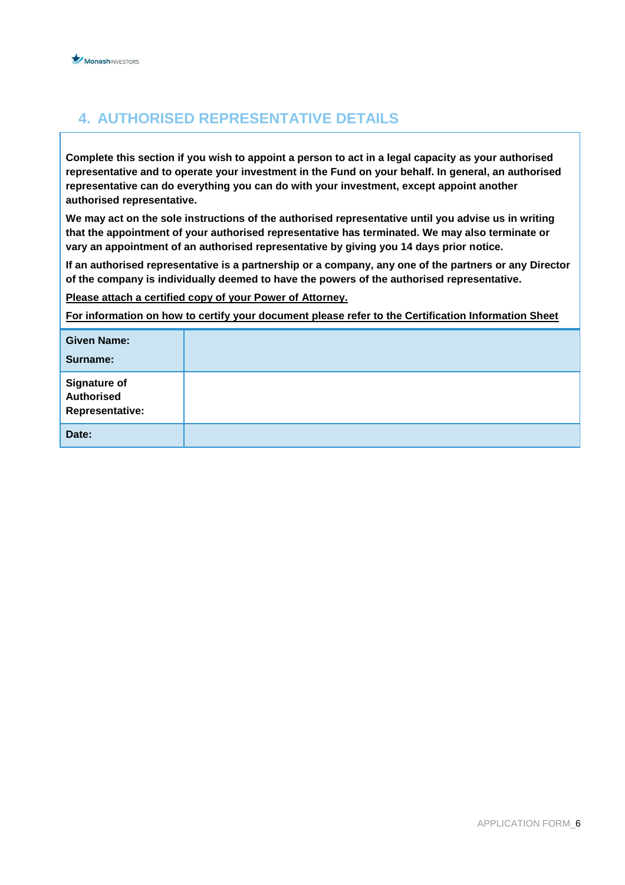## 4. AUTHORISED REPRESENTATIVE DETAILS

**Complete this section if you wish to appoint a person to act in a legal capacity as your authorised representative and to operate your investment in the Fund on your behalf. In general, an authorised representative can do everything you can do with your investment, except appoint another authorised representative.**

**We may act on the sole instructions of the authorised representative until you advise us in writing that the appointment of your authorised representative has terminated. We may also terminate or vary an appointment of an authorised representative by giving you 14 days prior notice.**

**If an authorised representative is a partnership or a company, any one of the partners or any Director of the company is individually deemed to have the powers of the authorised representative.**

**<u>Please attach a certified copy of your Power of Attorney.</u>**

**<u>For information on how to certify your document please refer to the Certification Information Sheet</u>**

| | |
|---|---|
| **Given Name:**<br>**Surname:** | |
| **Signature of Authorised Representative:** | |
| **Date:** | |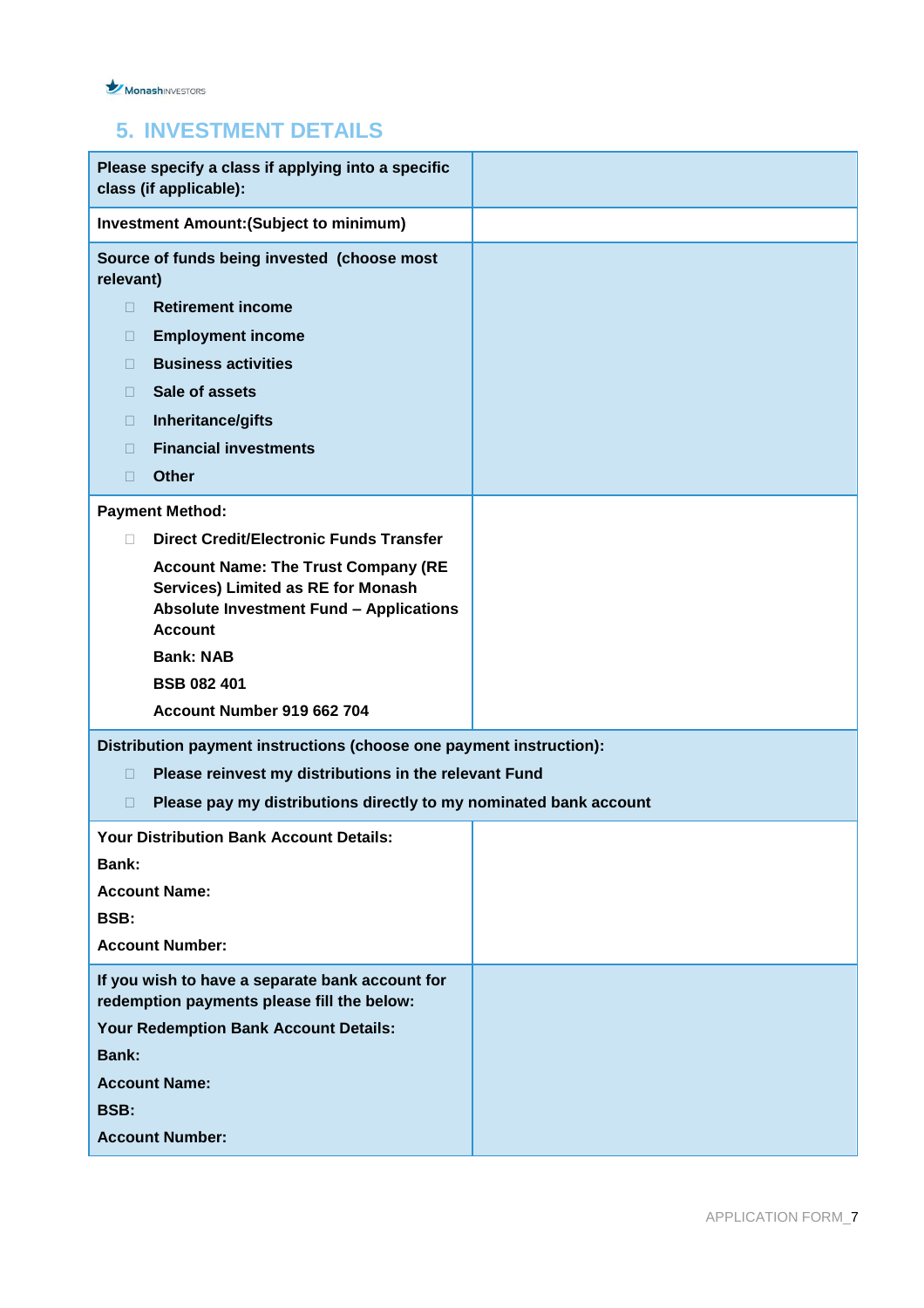## 5. INVESTMENT DETAILS

| | |
|---|---|
| **Please specify a class if applying into a specific class (if applicable):** | |
| **Investment Amount:(Subject to minimum)** | |
| **Source of funds being invested (choose most relevant)**<br>☐ **Retirement income**<br>☐ **Employment income**<br>☐ **Business activities**<br>☐ **Sale of assets**<br>☐ **Inheritance/gifts**<br>☐ **Financial investments**<br>☐ **Other** | |
| **Payment Method:**<br>☐ **Direct Credit/Electronic Funds Transfer**<br>**Account Name: The Trust Company (RE Services) Limited as RE for Monash Absolute Investment Fund – Applications Account**<br>**Bank: NAB**<br>**BSB 082 401**<br>**Account Number 919 662 704** | |
| **Distribution payment instructions (choose one payment instruction):**<br>☐ **Please reinvest my distributions in the relevant Fund**<br>☐ **Please pay my distributions directly to my nominated bank account** | |
| **Your Distribution Bank Account Details:**<br>**Bank:**<br>**Account Name:**<br>**BSB:**<br>**Account Number:** | |
| **If you wish to have a separate bank account for redemption payments please fill the below:**<br>**Your Redemption Bank Account Details:**<br>**Bank:**<br>**Account Name:**<br>**BSB:**<br>**Account Number:** | |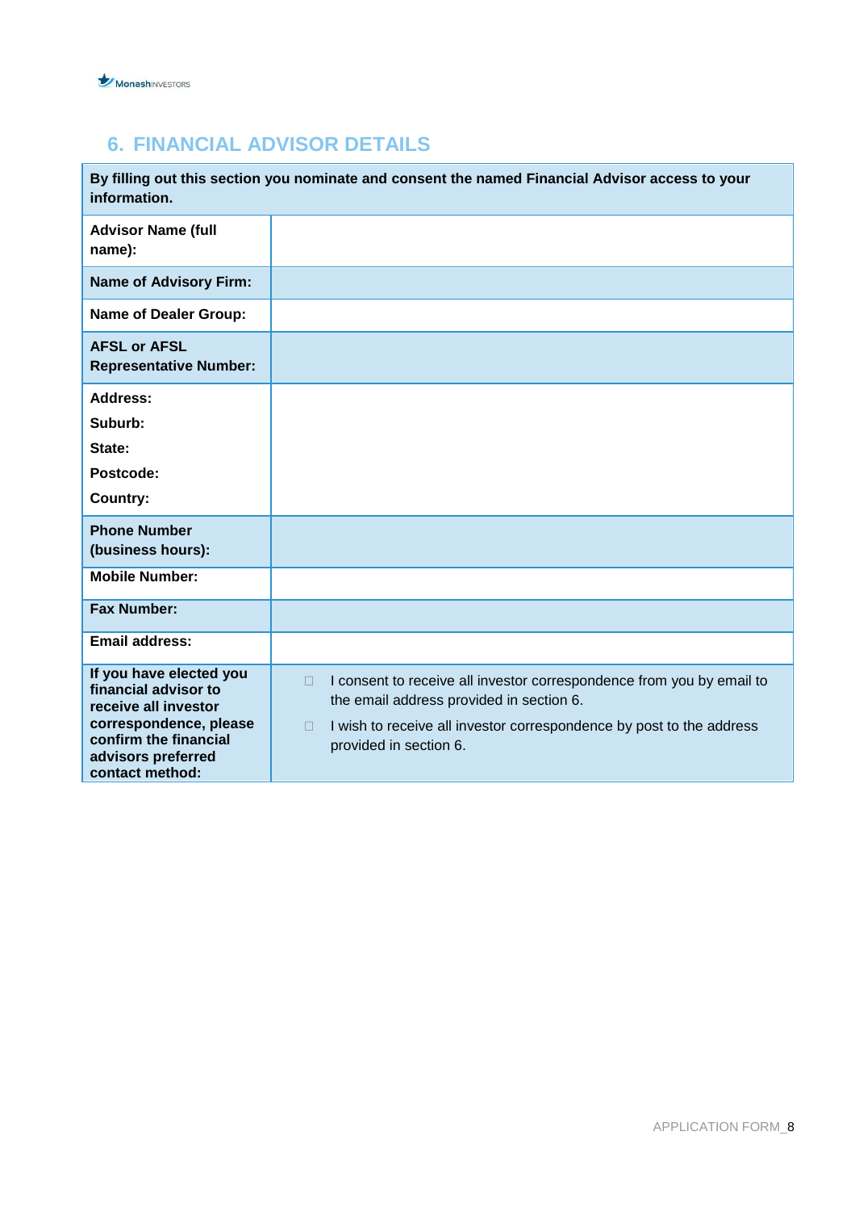## 6. FINANCIAL ADVISOR DETAILS

| By filling out this section you nominate and consent the named Financial Advisor access to your information. | |
|---|---|
| **Advisor Name (full name):** | |
| **Name of Advisory Firm:** | |
| **Name of Dealer Group:** | |
| **AFSL or AFSL Representative Number:** | |
| **Address:**<br>**Suburb:**<br>**State:**<br>**Postcode:**<br>**Country:** | |
| **Phone Number (business hours):** | |
| **Mobile Number:** | |
| **Fax Number:** | |
| **Email address:** | |
| **If you have elected you financial advisor to receive all investor correspondence, please confirm the financial advisors preferred contact method:** | ☐ I consent to receive all investor correspondence from you by email to the email address provided in section 6.<br>☐ I wish to receive all investor correspondence by post to the address provided in section 6. |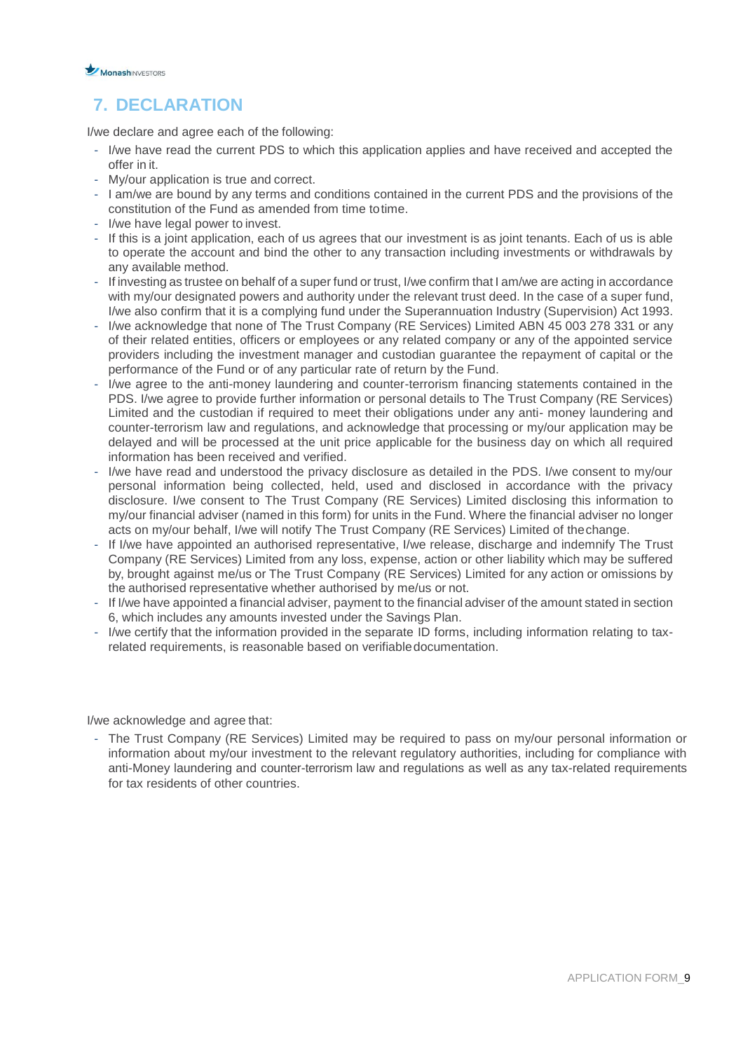## 7. DECLARATION

I/we declare and agree each of the following:

- I/we have read the current PDS to which this application applies and have received and accepted the offer in it.
- My/our application is true and correct.
- I am/we are bound by any terms and conditions contained in the current PDS and the provisions of the constitution of the Fund as amended from time totime.
- I/we have legal power to invest.
- If this is a joint application, each of us agrees that our investment is as joint tenants. Each of us is able to operate the account and bind the other to any transaction including investments or withdrawals by any available method.
- If investing as trustee on behalf of a super fund or trust, I/we confirm that I am/we are acting in accordance with my/our designated powers and authority under the relevant trust deed. In the case of a super fund, I/we also confirm that it is a complying fund under the Superannuation Industry (Supervision) Act 1993.
- I/we acknowledge that none of The Trust Company (RE Services) Limited ABN 45 003 278 331 or any of their related entities, officers or employees or any related company or any of the appointed service providers including the investment manager and custodian guarantee the repayment of capital or the performance of the Fund or of any particular rate of return by the Fund.
- I/we agree to the anti-money laundering and counter-terrorism financing statements contained in the PDS. I/we agree to provide further information or personal details to The Trust Company (RE Services) Limited and the custodian if required to meet their obligations under any anti- money laundering and counter-terrorism law and regulations, and acknowledge that processing or my/our application may be delayed and will be processed at the unit price applicable for the business day on which all required information has been received and verified.
- I/we have read and understood the privacy disclosure as detailed in the PDS. I/we consent to my/our personal information being collected, held, used and disclosed in accordance with the privacy disclosure. I/we consent to The Trust Company (RE Services) Limited disclosing this information to my/our financial adviser (named in this form) for units in the Fund. Where the financial adviser no longer acts on my/our behalf, I/we will notify The Trust Company (RE Services) Limited of thechange.
- If I/we have appointed an authorised representative, I/we release, discharge and indemnify The Trust Company (RE Services) Limited from any loss, expense, action or other liability which may be suffered by, brought against me/us or The Trust Company (RE Services) Limited for any action or omissions by the authorised representative whether authorised by me/us or not.
- If I/we have appointed a financial adviser, payment to the financial adviser of the amount stated in section 6, which includes any amounts invested under the Savings Plan.
- I/we certify that the information provided in the separate ID forms, including information relating to tax-related requirements, is reasonable based on verifiabledocumentation.

I/we acknowledge and agree that:

- The Trust Company (RE Services) Limited may be required to pass on my/our personal information or information about my/our investment to the relevant regulatory authorities, including for compliance with anti-Money laundering and counter-terrorism law and regulations as well as any tax-related requirements for tax residents of other countries.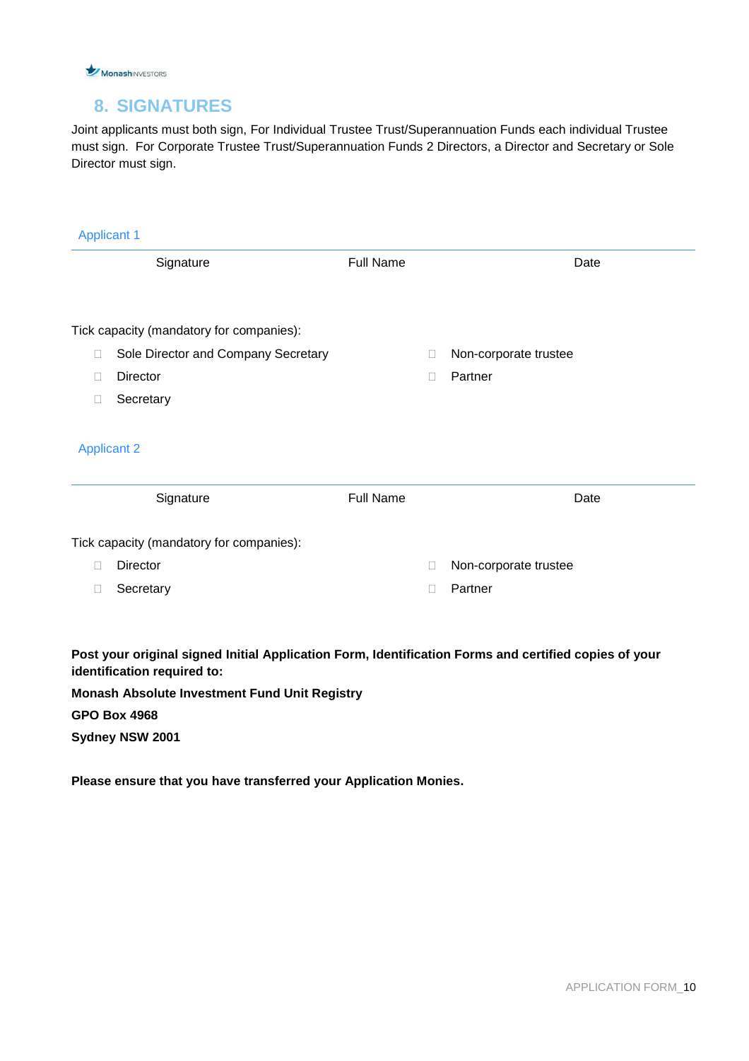## 8. SIGNATURES

Joint applicants must both sign, For Individual Trustee Trust/Superannuation Funds each individual Trustee must sign. For Corporate Trustee Trust/Superannuation Funds 2 Directors, a Director and Secretary or Sole Director must sign.

Applicant 1

| Signature | Full Name | Date |
|---|---|---|

Tick capacity (mandatory for companies):

- ☐ Sole Director and Company Secretary
- ☐ Director
- ☐ Secretary
- ☐ Non-corporate trustee
- ☐ Partner

Applicant 2

| Signature | Full Name | Date |
|---|---|---|

Tick capacity (mandatory for companies):

- ☐ Director
- ☐ Secretary
- ☐ Non-corporate trustee
- ☐ Partner

**Post your original signed Initial Application Form, Identification Forms and certified copies of your identification required to:**

**Monash Absolute Investment Fund Unit Registry**

**GPO Box 4968**

**Sydney NSW 2001**

**Please ensure that you have transferred your Application Monies.**